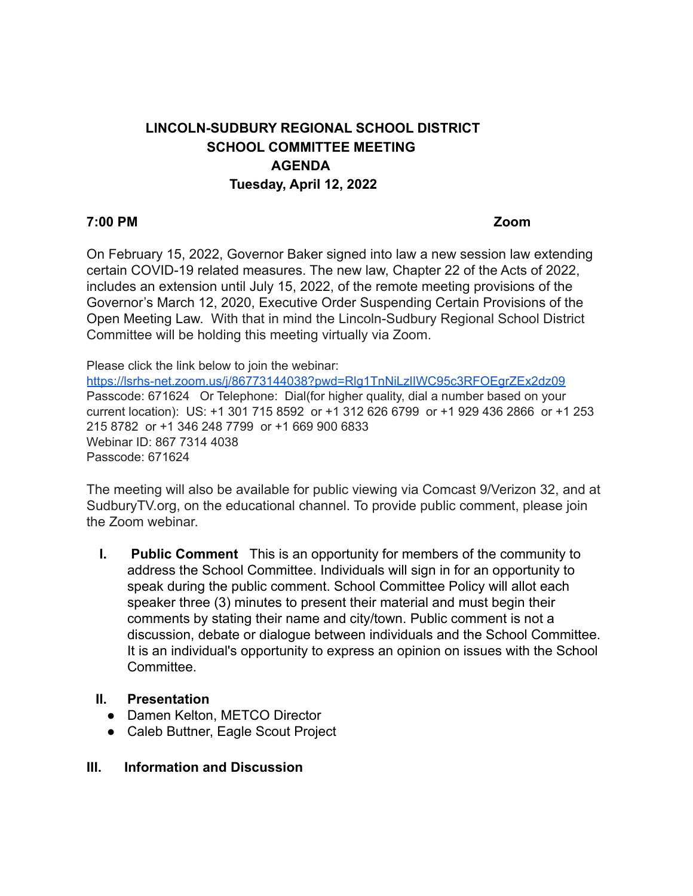# LINCOLN-SUDBURY REGIONAL SCHOOL DISTRICT
## SCHOOL COMMITTEE MEETING
## AGENDA
## Tuesday, April 12, 2022

**7:00 PM** **Zoom**

On February 15, 2022, Governor Baker signed into law a new session law extending certain COVID-19 related measures. The new law, Chapter 22 of the Acts of 2022, includes an extension until July 15, 2022, of the remote meeting provisions of the Governor's March 12, 2020, Executive Order Suspending Certain Provisions of the Open Meeting Law. With that in mind the Lincoln-Sudbury Regional School District Committee will be holding this meeting virtually via Zoom.

Please click the link below to join the webinar:
https://lsrhs-net.zoom.us/j/86773144038?pwd=Rlg1TnNiLzlIWC95c3RFOEgrZEx2dz09
Passcode: 671624 Or Telephone: Dial(for higher quality, dial a number based on your current location): US: +1 301 715 8592 or +1 312 626 6799 or +1 929 436 2866 or +1 253 215 8782 or +1 346 248 7799 or +1 669 900 6833
Webinar ID: 867 7314 4038
Passcode: 671624

The meeting will also be available for public viewing via Comcast 9/Verizon 32, and at SudburyTV.org, on the educational channel. To provide public comment, please join the Zoom webinar.

I. **Public Comment** This is an opportunity for members of the community to address the School Committee. Individuals will sign in for an opportunity to speak during the public comment. School Committee Policy will allot each speaker three (3) minutes to present their material and must begin their comments by stating their name and city/town. Public comment is not a discussion, debate or dialogue between individuals and the School Committee. It is an individual's opportunity to express an opinion on issues with the School Committee.

II. **Presentation**
- Damen Kelton, METCO Director
- Caleb Buttner, Eagle Scout Project

III. **Information and Discussion**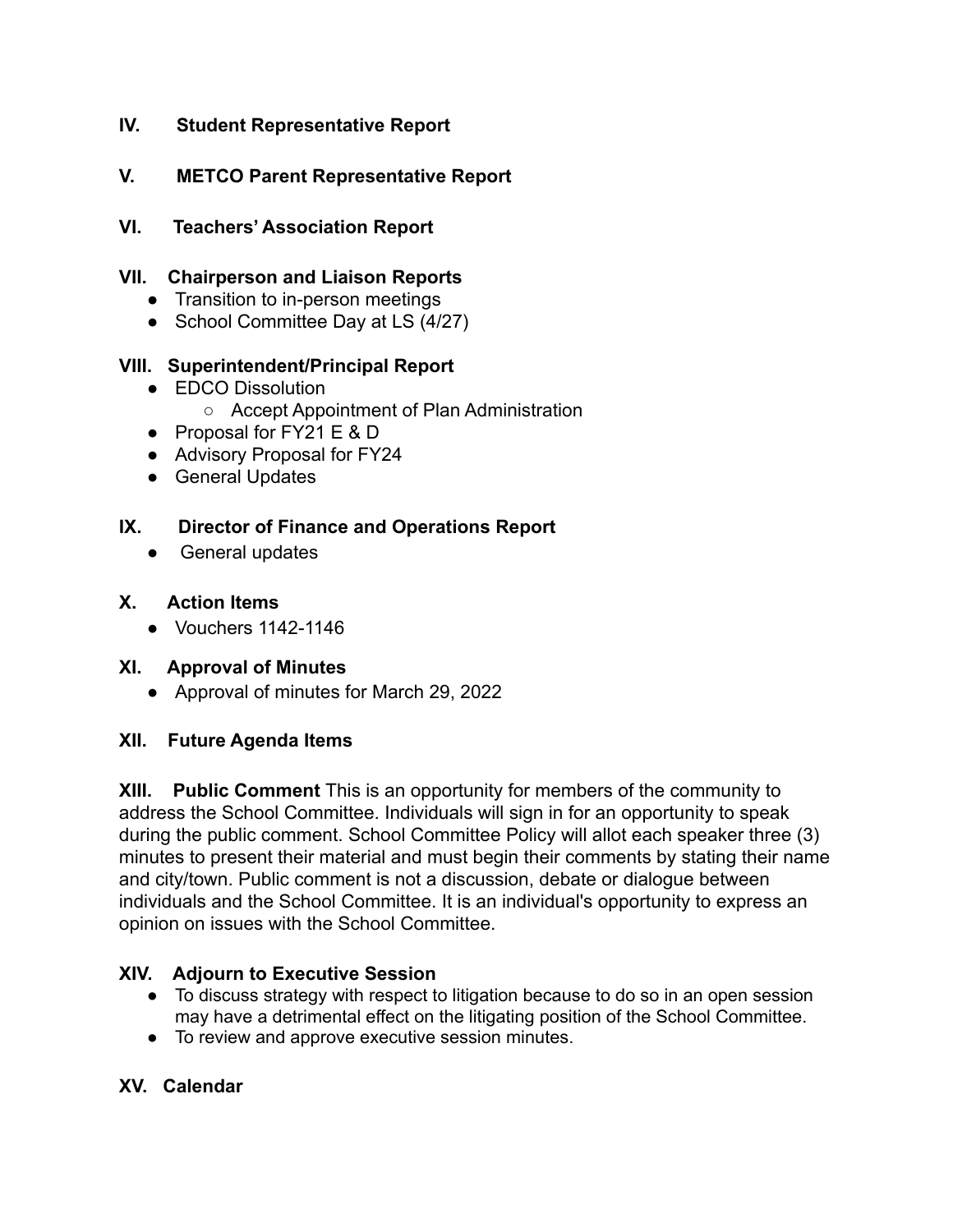## IV. Student Representative Report

## V. METCO Parent Representative Report

## VI. Teachers' Association Report

## VII. Chairperson and Liaison Reports

- Transition to in-person meetings
- School Committee Day at LS (4/27)

## VIII. Superintendent/Principal Report

- EDCO Dissolution
  - Accept Appointment of Plan Administration
- Proposal for FY21 E & D
- Advisory Proposal for FY24
- General Updates

## IX. Director of Finance and Operations Report

- General updates

## X. Action Items

- Vouchers 1142-1146

## XI. Approval of Minutes

- Approval of minutes for March 29, 2022

## XII. Future Agenda Items

**XIII. Public Comment** This is an opportunity for members of the community to address the School Committee. Individuals will sign in for an opportunity to speak during the public comment. School Committee Policy will allot each speaker three (3) minutes to present their material and must begin their comments by stating their name and city/town. Public comment is not a discussion, debate or dialogue between individuals and the School Committee. It is an individual's opportunity to express an opinion on issues with the School Committee.

## XIV. Adjourn to Executive Session

- To discuss strategy with respect to litigation because to do so in an open session may have a detrimental effect on the litigating position of the School Committee.
- To review and approve executive session minutes.

## XV. Calendar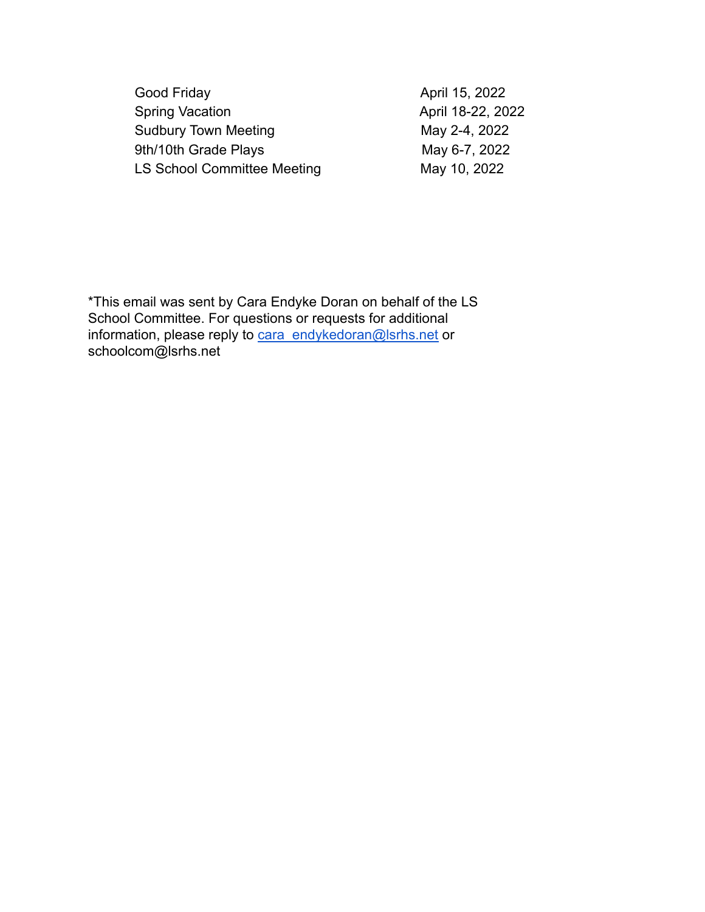| | |
|---|---|
| Good Friday | April 15, 2022 |
| Spring Vacation | April 18-22, 2022 |
| Sudbury Town Meeting | May 2-4, 2022 |
| 9th/10th Grade Plays | May 6-7, 2022 |
| LS School Committee Meeting | May 10, 2022 |

*This email was sent by Cara Endyke Doran on behalf of the LS School Committee. For questions or requests for additional information, please reply to cara_endykedoran@lsrhs.net or schoolcom@lsrhs.net